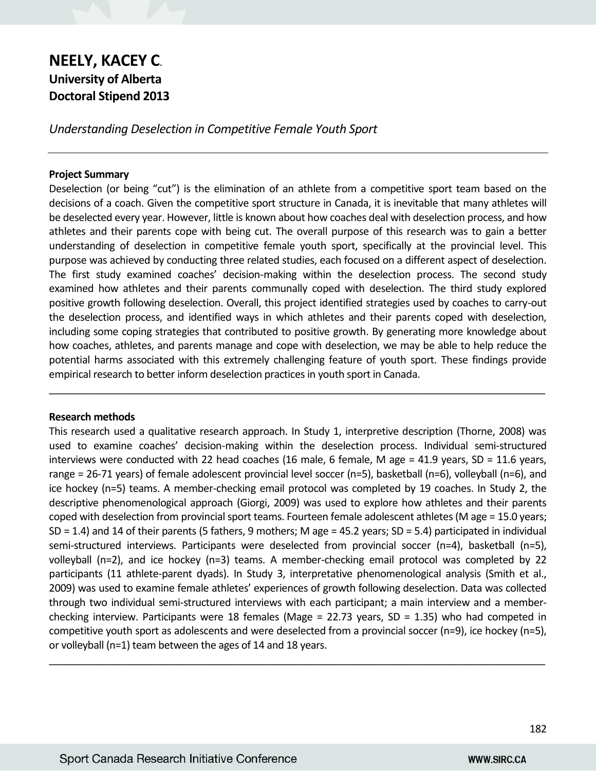# NEELY, KACEY C.

## University of Alberta

## Doctoral Stipend 2013

*Understanding Deselection in Competitive Female Youth Sport*

---

**Project Summary**

Deselection (or being "cut") is the elimination of an athlete from a competitive sport team based on the decisions of a coach. Given the competitive sport structure in Canada, it is inevitable that many athletes will be deselected every year. However, little is known about how coaches deal with deselection process, and how athletes and their parents cope with being cut. The overall purpose of this research was to gain a better understanding of deselection in competitive female youth sport, specifically at the provincial level. This purpose was achieved by conducting three related studies, each focused on a different aspect of deselection. The first study examined coaches' decision-making within the deselection process. The second study examined how athletes and their parents communally coped with deselection. The third study explored positive growth following deselection. Overall, this project identified strategies used by coaches to carry-out the deselection process, and identified ways in which athletes and their parents coped with deselection, including some coping strategies that contributed to positive growth. By generating more knowledge about how coaches, athletes, and parents manage and cope with deselection, we may be able to help reduce the potential harms associated with this extremely challenging feature of youth sport. These findings provide empirical research to better inform deselection practices in youth sport in Canada.

---

**Research methods**

This research used a qualitative research approach. In Study 1, interpretive description (Thorne, 2008) was used to examine coaches' decision-making within the deselection process. Individual semi-structured interviews were conducted with 22 head coaches (16 male, 6 female, M age = 41.9 years, SD = 11.6 years, range = 26-71 years) of female adolescent provincial level soccer (n=5), basketball (n=6), volleyball (n=6), and ice hockey (n=5) teams. A member-checking email protocol was completed by 19 coaches. In Study 2, the descriptive phenomenological approach (Giorgi, 2009) was used to explore how athletes and their parents coped with deselection from provincial sport teams. Fourteen female adolescent athletes (M age = 15.0 years; SD = 1.4) and 14 of their parents (5 fathers, 9 mothers; M age = 45.2 years; SD = 5.4) participated in individual semi-structured interviews. Participants were deselected from provincial soccer (n=4), basketball (n=5), volleyball (n=2), and ice hockey (n=3) teams. A member-checking email protocol was completed by 22 participants (11 athlete-parent dyads). In Study 3, interpretative phenomenological analysis (Smith et al., 2009) was used to examine female athletes' experiences of growth following deselection. Data was collected through two individual semi-structured interviews with each participant; a main interview and a member-checking interview. Participants were 18 females (Mage = 22.73 years, SD = 1.35) who had competed in competitive youth sport as adolescents and were deselected from a provincial soccer (n=9), ice hockey (n=5), or volleyball (n=1) team between the ages of 14 and 18 years.

---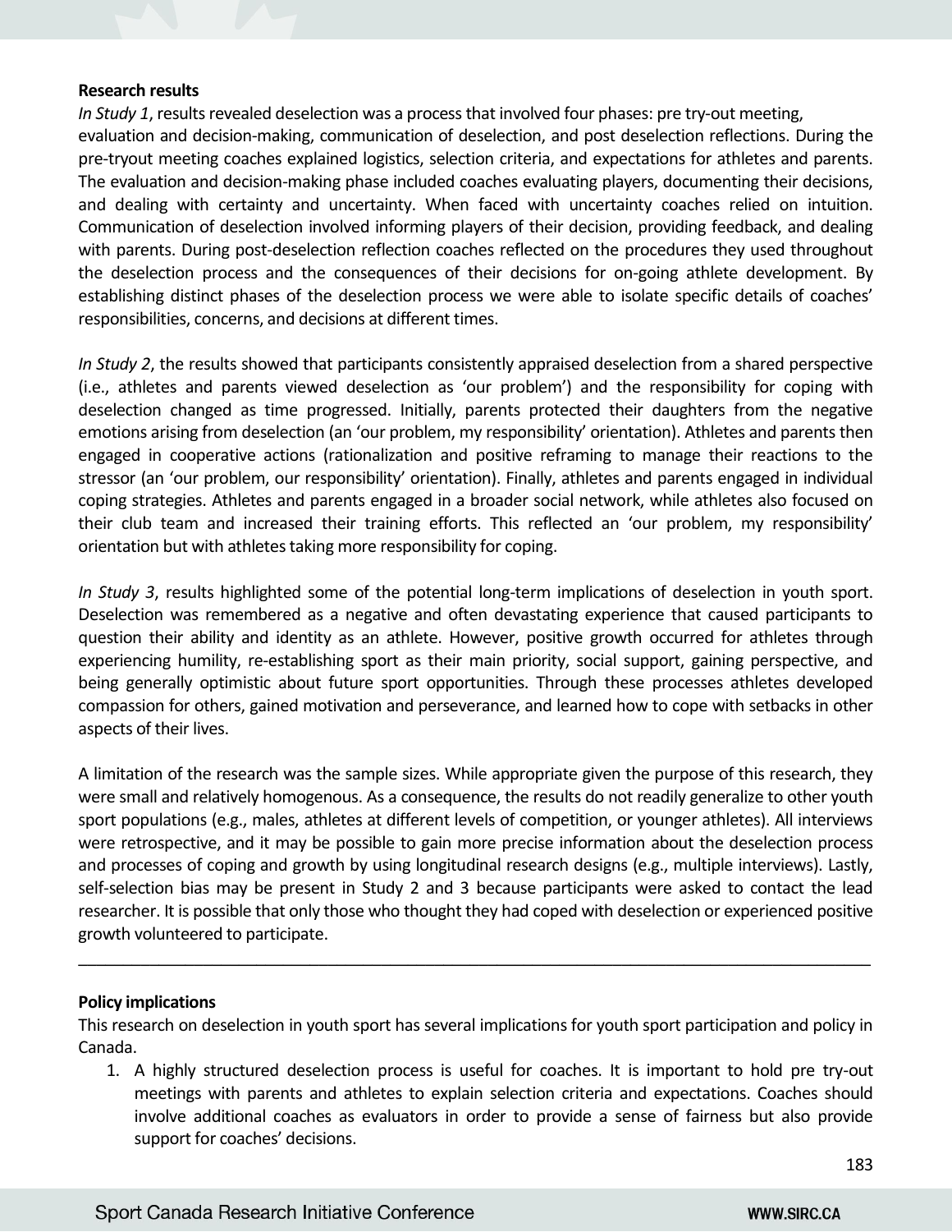**Research results**

*In Study 1*, results revealed deselection was a process that involved four phases: pre try-out meeting, evaluation and decision-making, communication of deselection, and post deselection reflections. During the pre-tryout meeting coaches explained logistics, selection criteria, and expectations for athletes and parents. The evaluation and decision-making phase included coaches evaluating players, documenting their decisions, and dealing with certainty and uncertainty. When faced with uncertainty coaches relied on intuition. Communication of deselection involved informing players of their decision, providing feedback, and dealing with parents. During post-deselection reflection coaches reflected on the procedures they used throughout the deselection process and the consequences of their decisions for on-going athlete development. By establishing distinct phases of the deselection process we were able to isolate specific details of coaches' responsibilities, concerns, and decisions at different times.

*In Study 2*, the results showed that participants consistently appraised deselection from a shared perspective (i.e., athletes and parents viewed deselection as 'our problem') and the responsibility for coping with deselection changed as time progressed. Initially, parents protected their daughters from the negative emotions arising from deselection (an 'our problem, my responsibility' orientation). Athletes and parents then engaged in cooperative actions (rationalization and positive reframing to manage their reactions to the stressor (an 'our problem, our responsibility' orientation). Finally, athletes and parents engaged in individual coping strategies. Athletes and parents engaged in a broader social network, while athletes also focused on their club team and increased their training efforts. This reflected an 'our problem, my responsibility' orientation but with athletes taking more responsibility for coping.

*In Study 3*, results highlighted some of the potential long-term implications of deselection in youth sport. Deselection was remembered as a negative and often devastating experience that caused participants to question their ability and identity as an athlete. However, positive growth occurred for athletes through experiencing humility, re-establishing sport as their main priority, social support, gaining perspective, and being generally optimistic about future sport opportunities. Through these processes athletes developed compassion for others, gained motivation and perseverance, and learned how to cope with setbacks in other aspects of their lives.

A limitation of the research was the sample sizes. While appropriate given the purpose of this research, they were small and relatively homogenous. As a consequence, the results do not readily generalize to other youth sport populations (e.g., males, athletes at different levels of competition, or younger athletes). All interviews were retrospective, and it may be possible to gain more precise information about the deselection process and processes of coping and growth by using longitudinal research designs (e.g., multiple interviews). Lastly, self-selection bias may be present in Study 2 and 3 because participants were asked to contact the lead researcher. It is possible that only those who thought they had coped with deselection or experienced positive growth volunteered to participate.

---

**Policy implications**

This research on deselection in youth sport has several implications for youth sport participation and policy in Canada.

1. A highly structured deselection process is useful for coaches. It is important to hold pre try-out meetings with parents and athletes to explain selection criteria and expectations. Coaches should involve additional coaches as evaluators in order to provide a sense of fairness but also provide support for coaches' decisions.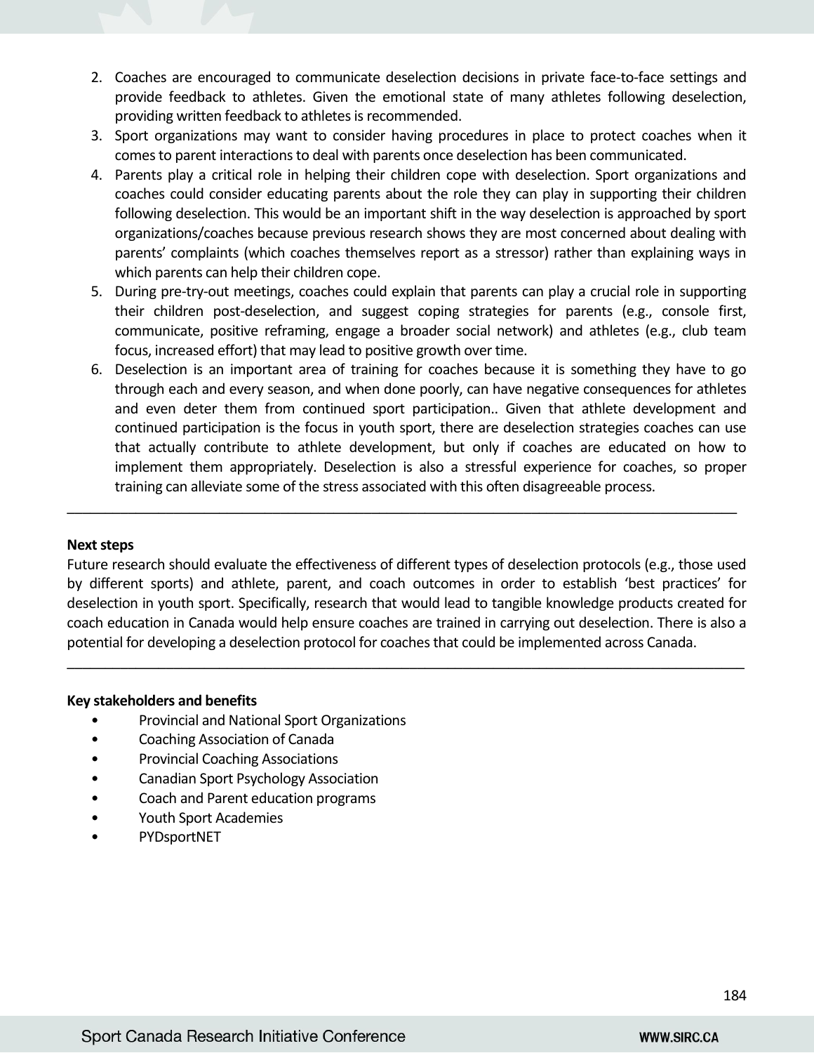2. Coaches are encouraged to communicate deselection decisions in private face-to-face settings and provide feedback to athletes. Given the emotional state of many athletes following deselection, providing written feedback to athletes is recommended.
3. Sport organizations may want to consider having procedures in place to protect coaches when it comes to parent interactions to deal with parents once deselection has been communicated.
4. Parents play a critical role in helping their children cope with deselection. Sport organizations and coaches could consider educating parents about the role they can play in supporting their children following deselection. This would be an important shift in the way deselection is approached by sport organizations/coaches because previous research shows they are most concerned about dealing with parents' complaints (which coaches themselves report as a stressor) rather than explaining ways in which parents can help their children cope.
5. During pre-try-out meetings, coaches could explain that parents can play a crucial role in supporting their children post-deselection, and suggest coping strategies for parents (e.g., console first, communicate, positive reframing, engage a broader social network) and athletes (e.g., club team focus, increased effort) that may lead to positive growth over time.
6. Deselection is an important area of training for coaches because it is something they have to go through each and every season, and when done poorly, can have negative consequences for athletes and even deter them from continued sport participation.. Given that athlete development and continued participation is the focus in youth sport, there are deselection strategies coaches can use that actually contribute to athlete development, but only if coaches are educated on how to implement them appropriately. Deselection is also a stressful experience for coaches, so proper training can alleviate some of the stress associated with this often disagreeable process.

---

**Next steps**

Future research should evaluate the effectiveness of different types of deselection protocols (e.g., those used by different sports) and athlete, parent, and coach outcomes in order to establish 'best practices' for deselection in youth sport. Specifically, research that would lead to tangible knowledge products created for coach education in Canada would help ensure coaches are trained in carrying out deselection. There is also a potential for developing a deselection protocol for coaches that could be implemented across Canada.

---

**Key stakeholders and benefits**

- Provincial and National Sport Organizations
- Coaching Association of Canada
- Provincial Coaching Associations
- Canadian Sport Psychology Association
- Coach and Parent education programs
- Youth Sport Academies
- PYDsportNET